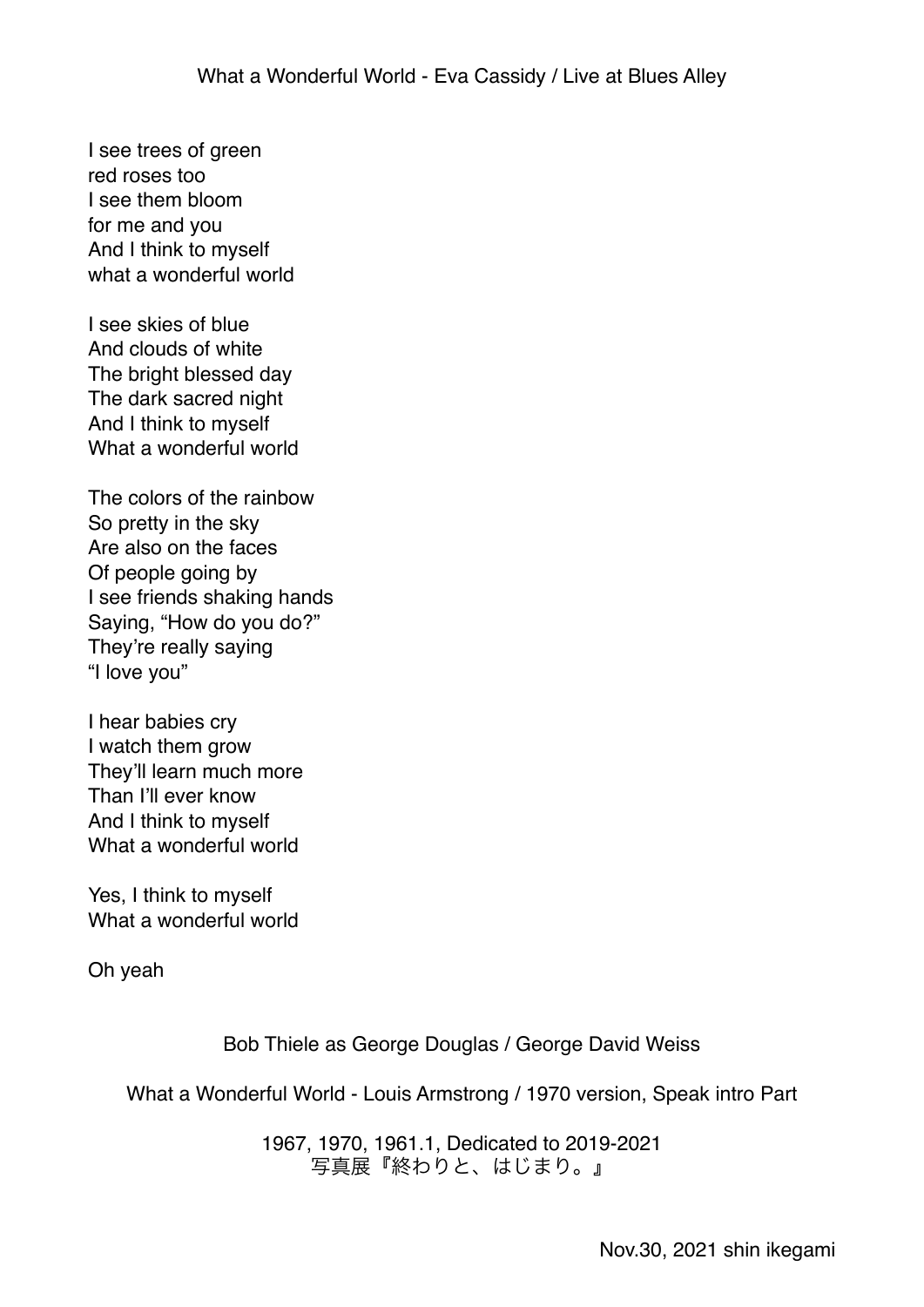What a Wonderful World - Eva Cassidy / Live at Blues Alley

I see trees of green  
red roses too  
I see them bloom  
for me and you  
And I think to myself  
what a wonderful world

I see skies of blue  
And clouds of white  
The bright blessed day  
The dark sacred night  
And I think to myself  
What a wonderful world

The colors of the rainbow  
So pretty in the sky  
Are also on the faces  
Of people going by  
I see friends shaking hands  
Saying, “How do you do?”  
They’re really saying  
“I love you”

I hear babies cry  
I watch them grow  
They’ll learn much more  
Than I’ll ever know  
And I think to myself  
What a wonderful world

Yes, I think to myself  
What a wonderful world

Oh yeah

Bob Thiele as George Douglas / George David Weiss

What a Wonderful World - Louis Armstrong / 1970 version, Speak intro Part

1967, 1970, 1961.1, Dedicated to 2019-2021  
写真展『終わりと、はじまり。』

Nov.30, 2021 shin ikegami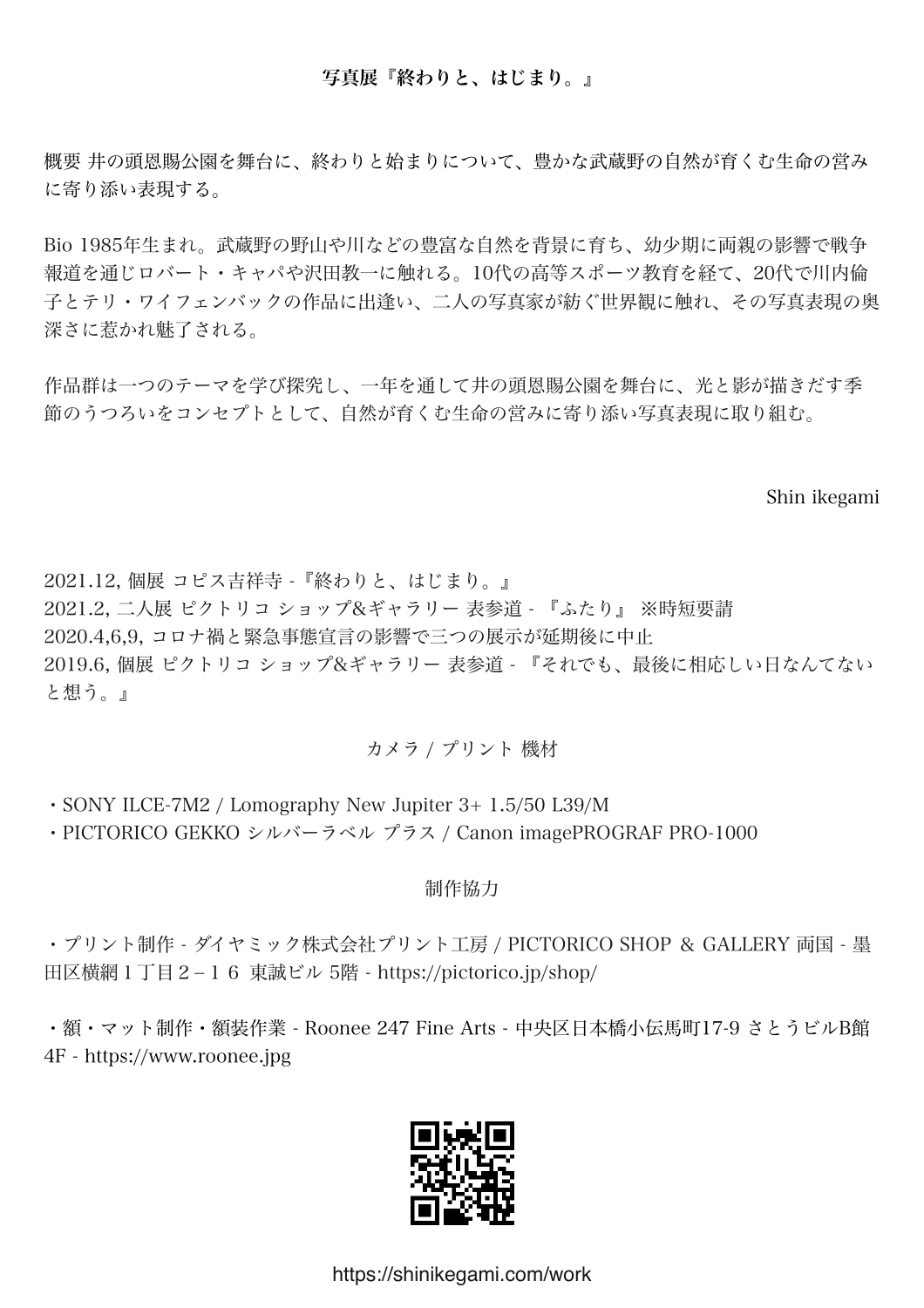**写真展『終わりと、はじまり。』**

概要 井の頭恩賜公園を舞台に、終わりと始まりについて、豊かな武蔵野の自然が育くむ生命の営みに寄り添い表現する。

Bio 1985年生まれ。武蔵野の野山や川などの豊富な自然を背景に育ち、幼少期に両親の影響で戦争報道を通じロバート・キャパや沢田教一に触れる。10代の高等スポーツ教育を経て、20代で川内倫子とテリ・ワイフェンバックの作品に出逢い、二人の写真家が紡ぐ世界観に触れ、その写真表現の奥深さに惹かれ魅了される。

作品群は一つのテーマを学び探究し、一年を通して井の頭恩賜公園を舞台に、光と影が描きだす季節のうつろいをコンセプトとして、自然が育くむ生命の営みに寄り添い写真表現に取り組む。

Shin ikegami

2021.12, 個展 コピス吉祥寺 -『終わりと、はじまり。』
2021.2, 二人展 ピクトリコ ショップ&ギャラリー 表参道 - 『ふたり』 ※時短要請
2020.4,6,9, コロナ禍と緊急事態宣言の影響で三つの展示が延期後に中止
2019.6, 個展 ピクトリコ ショップ&ギャラリー 表参道 - 『それでも、最後に相応しい日なんてないと想う。』

カメラ / プリント 機材

・SONY ILCE-7M2 / Lomography New Jupiter 3+ 1.5/50 L39/M
・PICTORICO GEKKO シルバーラベル プラス / Canon imagePROGRAF PRO-1000

制作協力

・プリント制作 - ダイヤミック株式会社プリント工房 / PICTORICO SHOP & GALLERY 両国 - 墨田区横網１丁目２－１６ 東誠ビル 5階 - https://pictorico.jp/shop/

・額・マット制作・額装作業 - Roonee 247 Fine Arts - 中央区日本橋小伝馬町17-9 さとうビルB館4F - https://www.roonee.jpg

https://shinikegami.com/work